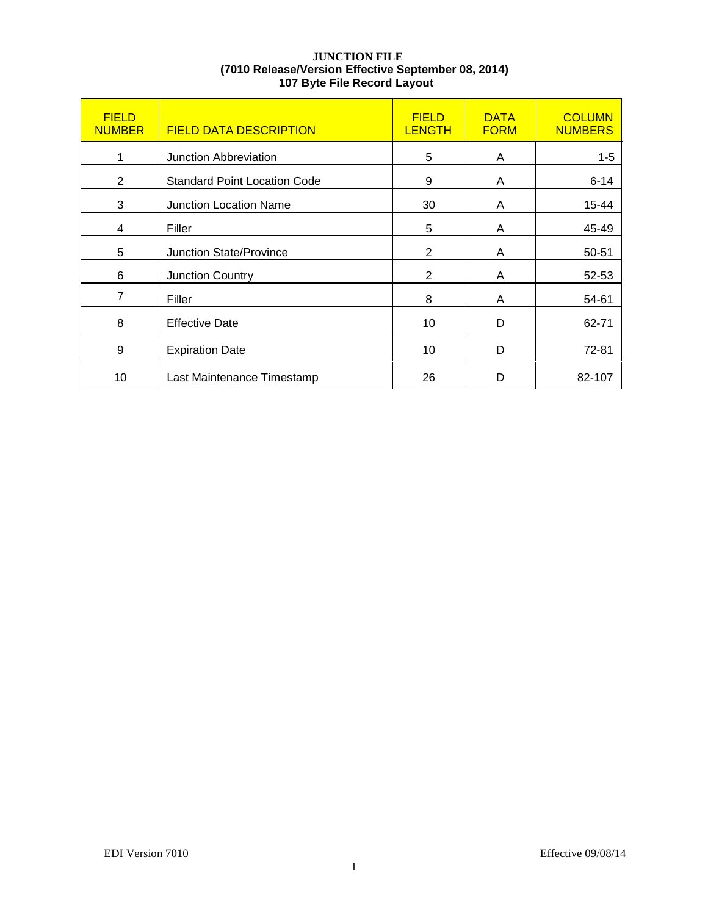# JUNCTION FILE

**(7010 Release/Version Effective September 08, 2014)**

**107 Byte File Record Layout**

| FIELD NUMBER | FIELD DATA DESCRIPTION | FIELD LENGTH | DATA FORM | COLUMN NUMBERS |
|---|---|---|---|---|
| 1 | Junction Abbreviation | 5 | A | 1-5 |
| 2 | Standard Point Location Code | 9 | A | 6-14 |
| 3 | Junction Location Name | 30 | A | 15-44 |
| 4 | Filler | 5 | A | 45-49 |
| 5 | Junction State/Province | 2 | A | 50-51 |
| 6 | Junction Country | 2 | A | 52-53 |
| 7 | Filler | 8 | A | 54-61 |
| 8 | Effective Date | 10 | D | 62-71 |
| 9 | Expiration Date | 10 | D | 72-81 |
| 10 | Last Maintenance Timestamp | 26 | D | 82-107 |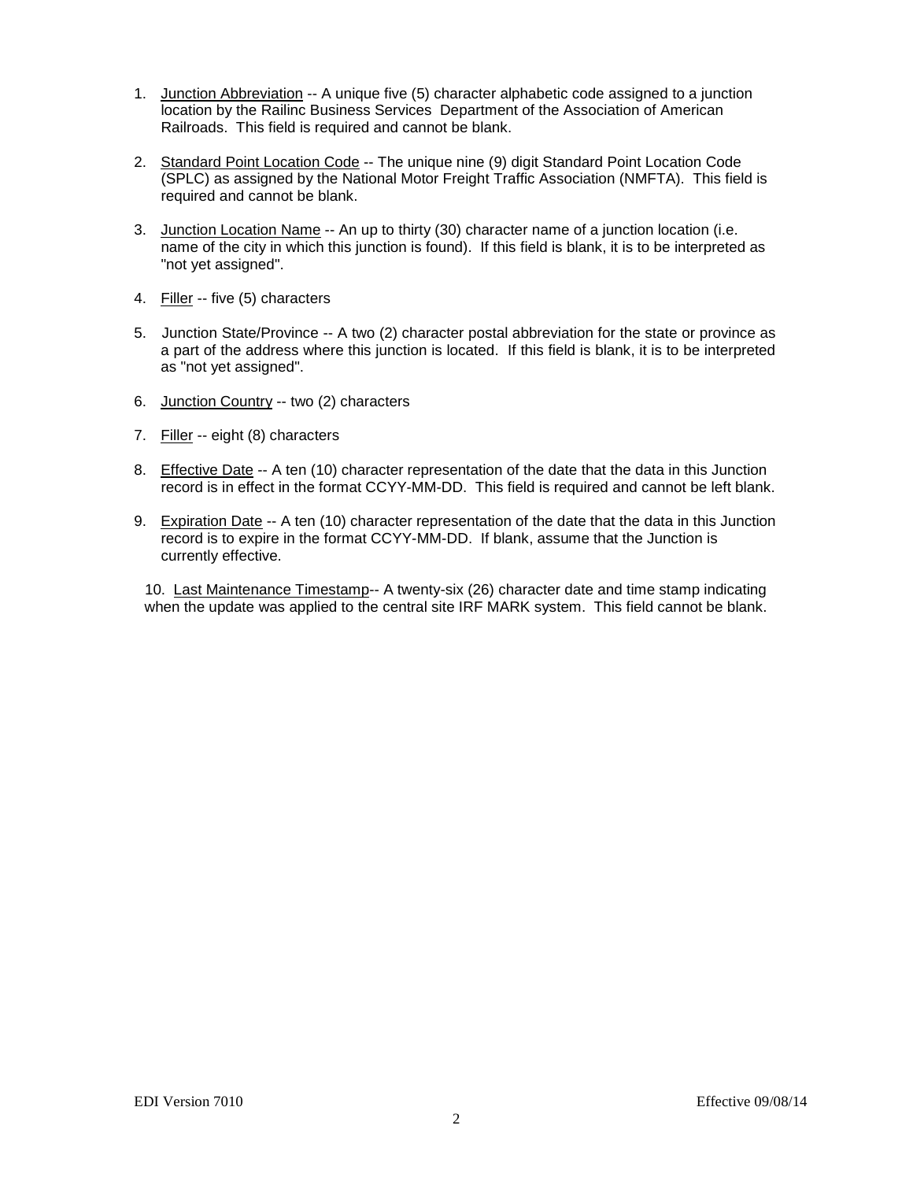1. <u>Junction Abbreviation</u> -- A unique five (5) character alphabetic code assigned to a junction location by the Railinc Business Services Department of the Association of American Railroads. This field is required and cannot be blank.

2. <u>Standard Point Location Code</u> -- The unique nine (9) digit Standard Point Location Code (SPLC) as assigned by the National Motor Freight Traffic Association (NMFTA). This field is required and cannot be blank.

3. <u>Junction Location Name</u> -- An up to thirty (30) character name of a junction location (i.e. name of the city in which this junction is found). If this field is blank, it is to be interpreted as "not yet assigned".

4. <u>Filler</u> -- five (5) characters

5. Junction State/Province -- A two (2) character postal abbreviation for the state or province as a part of the address where this junction is located. If this field is blank, it is to be interpreted as "not yet assigned".

6. <u>Junction Country</u> -- two (2) characters

7. <u>Filler</u> -- eight (8) characters

8. <u>Effective Date</u> -- A ten (10) character representation of the date that the data in this Junction record is in effect in the format CCYY-MM-DD. This field is required and cannot be left blank.

9. <u>Expiration Date</u> -- A ten (10) character representation of the date that the data in this Junction record is to expire in the format CCYY-MM-DD. If blank, assume that the Junction is currently effective.

10. <u>Last Maintenance Timestamp</u>-- A twenty-six (26) character date and time stamp indicating when the update was applied to the central site IRF MARK system. This field cannot be blank.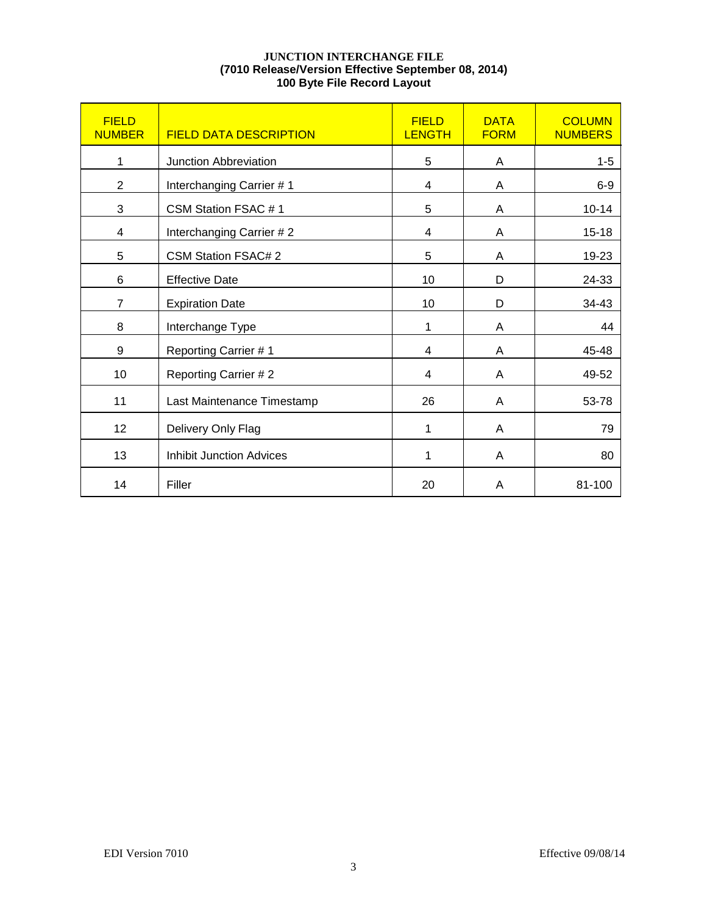# JUNCTION INTERCHANGE FILE
## (7010 Release/Version Effective September 08, 2014)
## 100 Byte File Record Layout

| FIELD NUMBER | FIELD DATA DESCRIPTION | FIELD LENGTH | DATA FORM | COLUMN NUMBERS |
|---|---|---|---|---|
| 1 | Junction Abbreviation | 5 | A | 1-5 |
| 2 | Interchanging Carrier # 1 | 4 | A | 6-9 |
| 3 | CSM Station FSAC # 1 | 5 | A | 10-14 |
| 4 | Interchanging Carrier # 2 | 4 | A | 15-18 |
| 5 | CSM Station FSAC# 2 | 5 | A | 19-23 |
| 6 | Effective Date | 10 | D | 24-33 |
| 7 | Expiration Date | 10 | D | 34-43 |
| 8 | Interchange Type | 1 | A | 44 |
| 9 | Reporting Carrier # 1 | 4 | A | 45-48 |
| 10 | Reporting Carrier # 2 | 4 | A | 49-52 |
| 11 | Last Maintenance Timestamp | 26 | A | 53-78 |
| 12 | Delivery Only Flag | 1 | A | 79 |
| 13 | Inhibit Junction Advices | 1 | A | 80 |
| 14 | Filler | 20 | A | 81-100 |

EDI Version 7010 Effective 09/08/14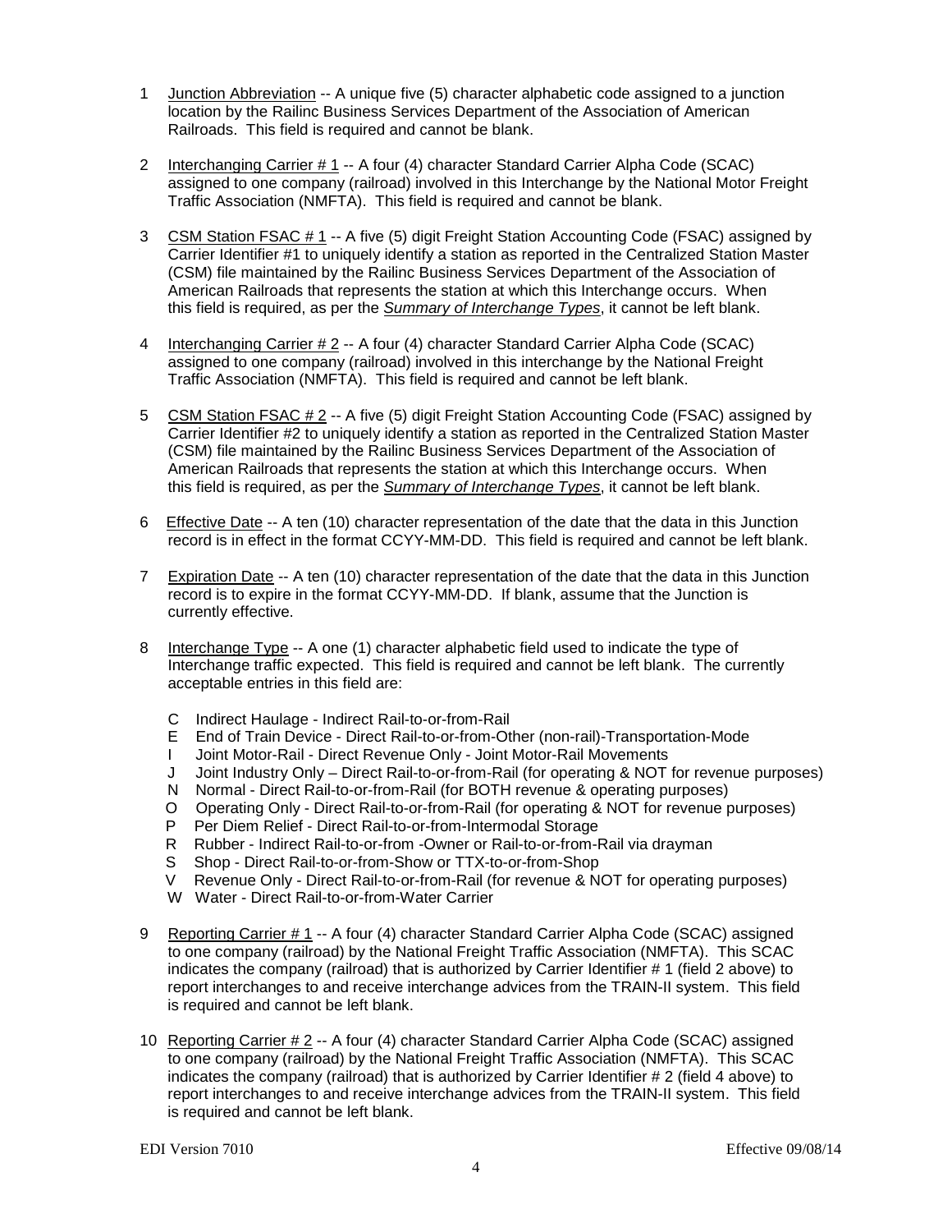1 Junction Abbreviation -- A unique five (5) character alphabetic code assigned to a junction location by the Railinc Business Services Department of the Association of American Railroads. This field is required and cannot be blank.

2 Interchanging Carrier # 1 -- A four (4) character Standard Carrier Alpha Code (SCAC) assigned to one company (railroad) involved in this Interchange by the National Motor Freight Traffic Association (NMFTA). This field is required and cannot be blank.

3 CSM Station FSAC # 1 -- A five (5) digit Freight Station Accounting Code (FSAC) assigned by Carrier Identifier #1 to uniquely identify a station as reported in the Centralized Station Master (CSM) file maintained by the Railinc Business Services Department of the Association of American Railroads that represents the station at which this Interchange occurs. When this field is required, as per the ***Summary of Interchange Types***, it cannot be left blank.

4 Interchanging Carrier # 2 -- A four (4) character Standard Carrier Alpha Code (SCAC) assigned to one company (railroad) involved in this interchange by the National Freight Traffic Association (NMFTA). This field is required and cannot be left blank.

5 CSM Station FSAC # 2 -- A five (5) digit Freight Station Accounting Code (FSAC) assigned by Carrier Identifier #2 to uniquely identify a station as reported in the Centralized Station Master (CSM) file maintained by the Railinc Business Services Department of the Association of American Railroads that represents the station at which this Interchange occurs. When this field is required, as per the ***Summary of Interchange Types***, it cannot be left blank.

6 Effective Date -- A ten (10) character representation of the date that the data in this Junction record is in effect in the format CCYY-MM-DD. This field is required and cannot be left blank.

7 Expiration Date -- A ten (10) character representation of the date that the data in this Junction record is to expire in the format CCYY-MM-DD. If blank, assume that the Junction is currently effective.

8 Interchange Type -- A one (1) character alphabetic field used to indicate the type of Interchange traffic expected. This field is required and cannot be left blank. The currently acceptable entries in this field are:

- C Indirect Haulage - Indirect Rail-to-or-from-Rail
- E End of Train Device - Direct Rail-to-or-from-Other (non-rail)-Transportation-Mode
- I Joint Motor-Rail - Direct Revenue Only - Joint Motor-Rail Movements
- J Joint Industry Only – Direct Rail-to-or-from-Rail (for operating & NOT for revenue purposes)
- N Normal - Direct Rail-to-or-from-Rail (for BOTH revenue & operating purposes)
- O Operating Only - Direct Rail-to-or-from-Rail (for operating & NOT for revenue purposes)
- P Per Diem Relief - Direct Rail-to-or-from-Intermodal Storage
- R Rubber - Indirect Rail-to-or-from -Owner or Rail-to-or-from-Rail via drayman
- S Shop - Direct Rail-to-or-from-Show or TTX-to-or-from-Shop
- V Revenue Only - Direct Rail-to-or-from-Rail (for revenue & NOT for operating purposes)
- W Water - Direct Rail-to-or-from-Water Carrier

9 Reporting Carrier # 1 -- A four (4) character Standard Carrier Alpha Code (SCAC) assigned to one company (railroad) by the National Freight Traffic Association (NMFTA). This SCAC indicates the company (railroad) that is authorized by Carrier Identifier # 1 (field 2 above) to report interchanges to and receive interchange advices from the TRAIN-II system. This field is required and cannot be left blank.

10 Reporting Carrier # 2 -- A four (4) character Standard Carrier Alpha Code (SCAC) assigned to one company (railroad) by the National Freight Traffic Association (NMFTA). This SCAC indicates the company (railroad) that is authorized by Carrier Identifier # 2 (field 4 above) to report interchanges to and receive interchange advices from the TRAIN-II system. This field is required and cannot be left blank.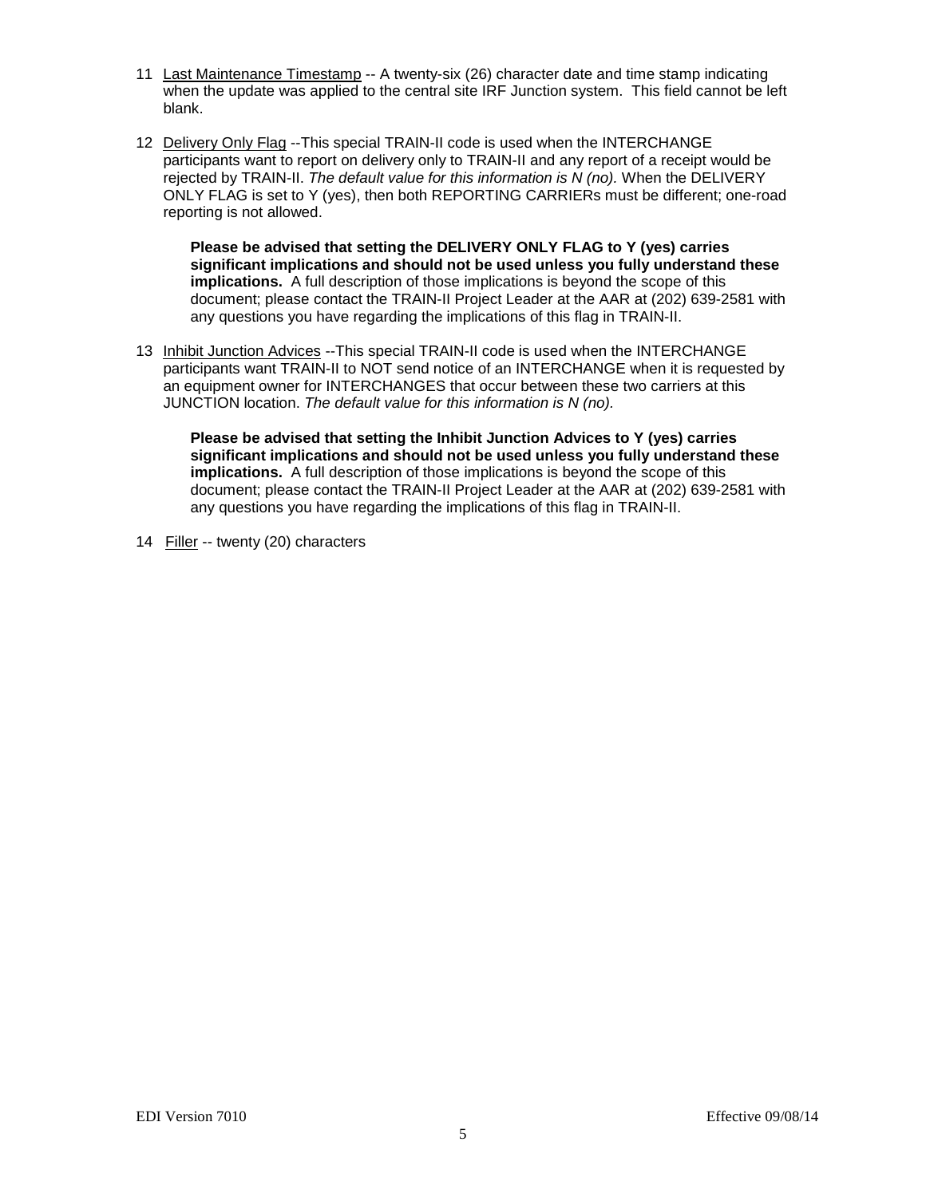11 Last Maintenance Timestamp -- A twenty-six (26) character date and time stamp indicating when the update was applied to the central site IRF Junction system. This field cannot be left blank.

12 Delivery Only Flag --This special TRAIN-II code is used when the INTERCHANGE participants want to report on delivery only to TRAIN-II and any report of a receipt would be rejected by TRAIN-II. *The default value for this information is N (no).* When the DELIVERY ONLY FLAG is set to Y (yes), then both REPORTING CARRIERs must be different; one-road reporting is not allowed.

> **Please be advised that setting the DELIVERY ONLY FLAG to Y (yes) carries significant implications and should not be used unless you fully understand these implications.** A full description of those implications is beyond the scope of this document; please contact the TRAIN-II Project Leader at the AAR at (202) 639-2581 with any questions you have regarding the implications of this flag in TRAIN-II.

13 Inhibit Junction Advices --This special TRAIN-II code is used when the INTERCHANGE participants want TRAIN-II to NOT send notice of an INTERCHANGE when it is requested by an equipment owner for INTERCHANGES that occur between these two carriers at this JUNCTION location. *The default value for this information is N (no).*

> **Please be advised that setting the Inhibit Junction Advices to Y (yes) carries significant implications and should not be used unless you fully understand these implications.** A full description of those implications is beyond the scope of this document; please contact the TRAIN-II Project Leader at the AAR at (202) 639-2581 with any questions you have regarding the implications of this flag in TRAIN-II.

14 Filler -- twenty (20) characters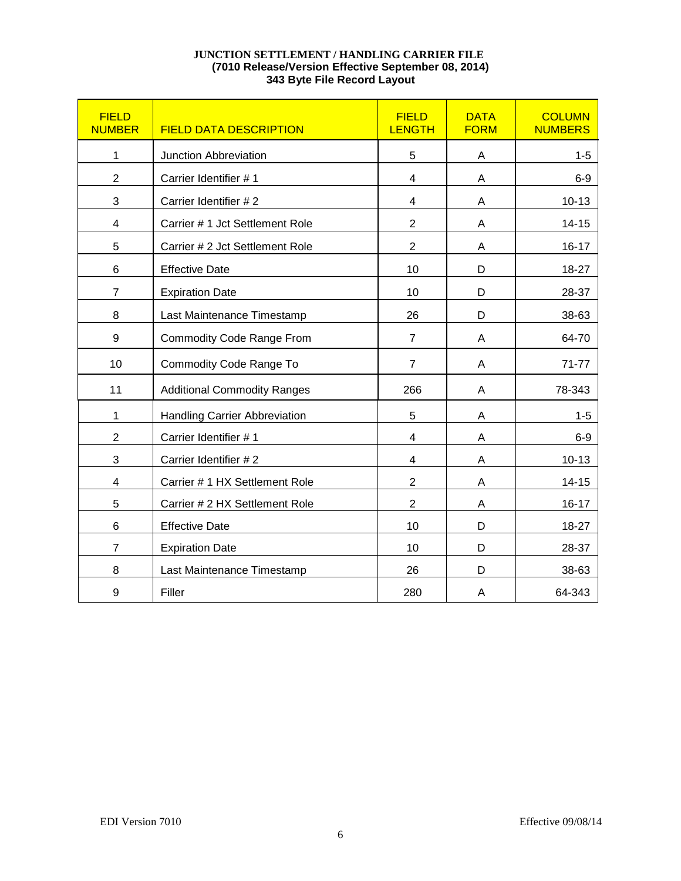**JUNCTION SETTLEMENT / HANDLING CARRIER FILE**
**(7010 Release/Version Effective September 08, 2014)**
**343 Byte File Record Layout**

| FIELD NUMBER | FIELD DATA DESCRIPTION | FIELD LENGTH | DATA FORM | COLUMN NUMBERS |
|---|---|---|---|---|
| 1 | Junction Abbreviation | 5 | A | 1-5 |
| 2 | Carrier Identifier # 1 | 4 | A | 6-9 |
| 3 | Carrier Identifier # 2 | 4 | A | 10-13 |
| 4 | Carrier # 1 Jct Settlement Role | 2 | A | 14-15 |
| 5 | Carrier # 2 Jct Settlement Role | 2 | A | 16-17 |
| 6 | Effective Date | 10 | D | 18-27 |
| 7 | Expiration Date | 10 | D | 28-37 |
| 8 | Last Maintenance Timestamp | 26 | D | 38-63 |
| 9 | Commodity Code Range From | 7 | A | 64-70 |
| 10 | Commodity Code Range To | 7 | A | 71-77 |
| 11 | Additional Commodity Ranges | 266 | A | 78-343 |
| 1 | Handling Carrier Abbreviation | 5 | A | 1-5 |
| 2 | Carrier Identifier # 1 | 4 | A | 6-9 |
| 3 | Carrier Identifier # 2 | 4 | A | 10-13 |
| 4 | Carrier # 1 HX Settlement Role | 2 | A | 14-15 |
| 5 | Carrier # 2 HX Settlement Role | 2 | A | 16-17 |
| 6 | Effective Date | 10 | D | 18-27 |
| 7 | Expiration Date | 10 | D | 28-37 |
| 8 | Last Maintenance Timestamp | 26 | D | 38-63 |
| 9 | Filler | 280 | A | 64-343 |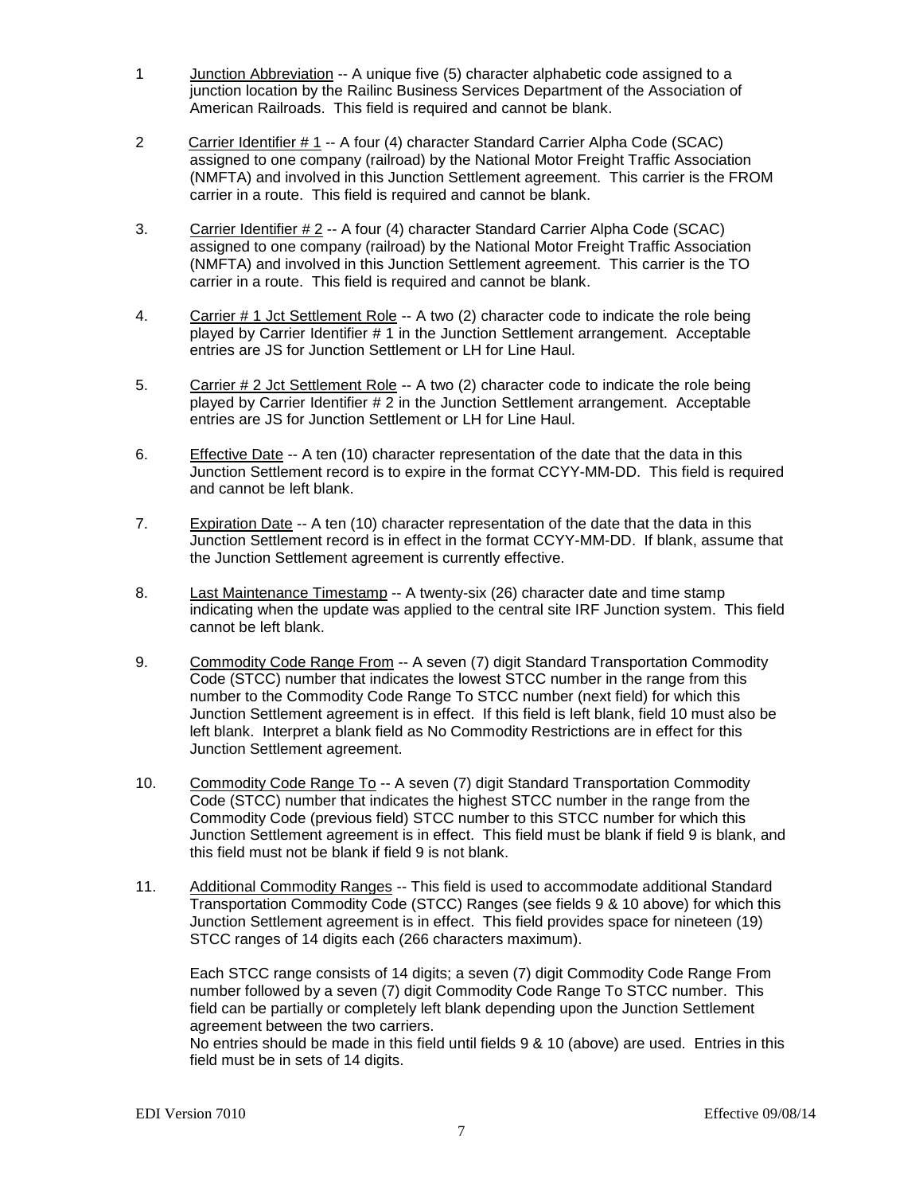1. Junction Abbreviation -- A unique five (5) character alphabetic code assigned to a junction location by the Railinc Business Services Department of the Association of American Railroads. This field is required and cannot be blank.

2. Carrier Identifier # 1 -- A four (4) character Standard Carrier Alpha Code (SCAC) assigned to one company (railroad) by the National Motor Freight Traffic Association (NMFTA) and involved in this Junction Settlement agreement. This carrier is the FROM carrier in a route. This field is required and cannot be blank.

3. Carrier Identifier # 2 -- A four (4) character Standard Carrier Alpha Code (SCAC) assigned to one company (railroad) by the National Motor Freight Traffic Association (NMFTA) and involved in this Junction Settlement agreement. This carrier is the TO carrier in a route. This field is required and cannot be blank.

4. Carrier # 1 Jct Settlement Role -- A two (2) character code to indicate the role being played by Carrier Identifier # 1 in the Junction Settlement arrangement. Acceptable entries are JS for Junction Settlement or LH for Line Haul.

5. Carrier # 2 Jct Settlement Role -- A two (2) character code to indicate the role being played by Carrier Identifier # 2 in the Junction Settlement arrangement. Acceptable entries are JS for Junction Settlement or LH for Line Haul.

6. Effective Date -- A ten (10) character representation of the date that the data in this Junction Settlement record is to expire in the format CCYY-MM-DD. This field is required and cannot be left blank.

7. Expiration Date -- A ten (10) character representation of the date that the data in this Junction Settlement record is in effect in the format CCYY-MM-DD. If blank, assume that the Junction Settlement agreement is currently effective.

8. Last Maintenance Timestamp -- A twenty-six (26) character date and time stamp indicating when the update was applied to the central site IRF Junction system. This field cannot be left blank.

9. Commodity Code Range From -- A seven (7) digit Standard Transportation Commodity Code (STCC) number that indicates the lowest STCC number in the range from this number to the Commodity Code Range To STCC number (next field) for which this Junction Settlement agreement is in effect. If this field is left blank, field 10 must also be left blank. Interpret a blank field as No Commodity Restrictions are in effect for this Junction Settlement agreement.

10. Commodity Code Range To -- A seven (7) digit Standard Transportation Commodity Code (STCC) number that indicates the highest STCC number in the range from the Commodity Code (previous field) STCC number to this STCC number for which this Junction Settlement agreement is in effect. This field must be blank if field 9 is blank, and this field must not be blank if field 9 is not blank.

11. Additional Commodity Ranges -- This field is used to accommodate additional Standard Transportation Commodity Code (STCC) Ranges (see fields 9 & 10 above) for which this Junction Settlement agreement is in effect. This field provides space for nineteen (19) STCC ranges of 14 digits each (266 characters maximum).

    Each STCC range consists of 14 digits; a seven (7) digit Commodity Code Range From number followed by a seven (7) digit Commodity Code Range To STCC number. This field can be partially or completely left blank depending upon the Junction Settlement agreement between the two carriers.
    No entries should be made in this field until fields 9 & 10 (above) are used. Entries in this field must be in sets of 14 digits.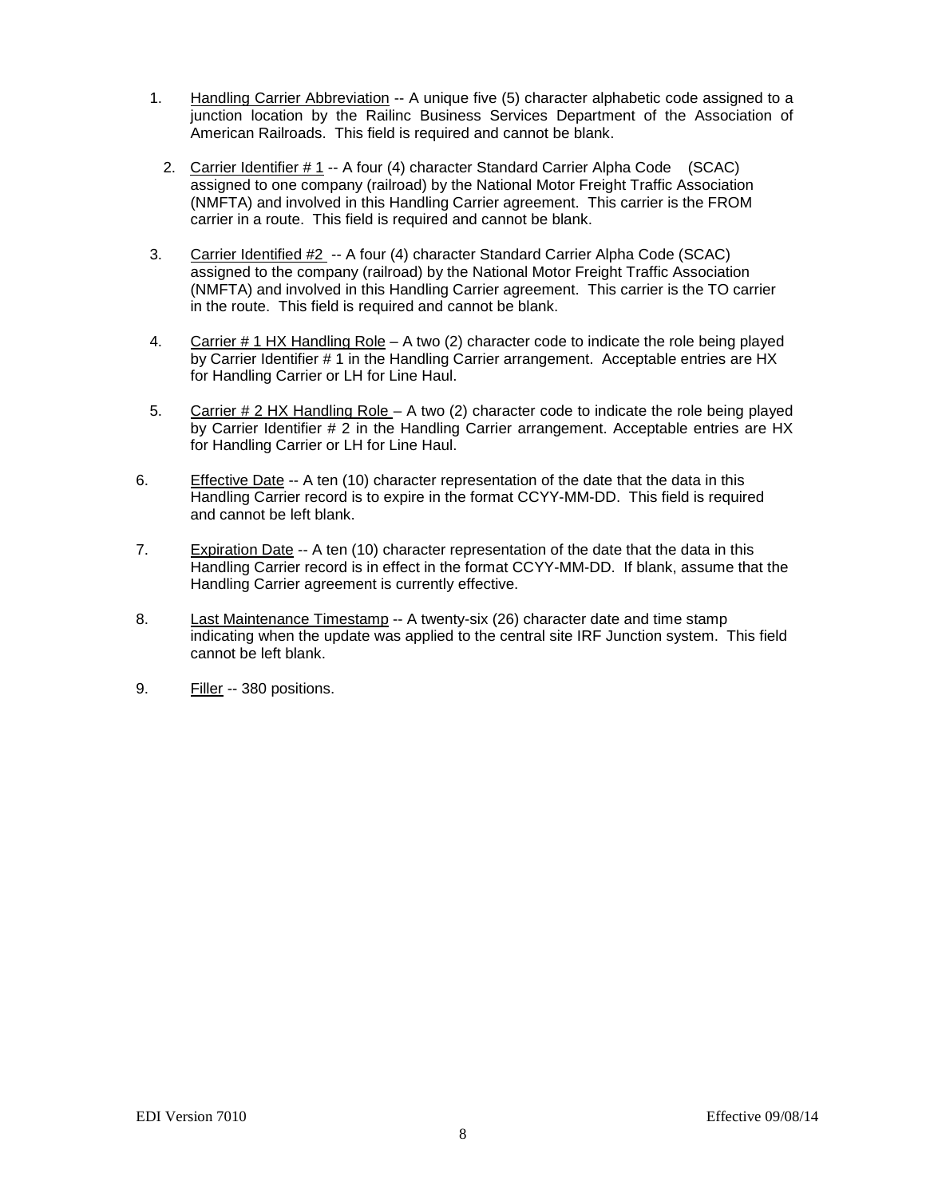1. Handling Carrier Abbreviation -- A unique five (5) character alphabetic code assigned to a junction location by the Railinc Business Services Department of the Association of American Railroads. This field is required and cannot be blank.

2. Carrier Identifier # 1 -- A four (4) character Standard Carrier Alpha Code (SCAC) assigned to one company (railroad) by the National Motor Freight Traffic Association (NMFTA) and involved in this Handling Carrier agreement. This carrier is the FROM carrier in a route. This field is required and cannot be blank.

3. Carrier Identified #2 -- A four (4) character Standard Carrier Alpha Code (SCAC) assigned to the company (railroad) by the National Motor Freight Traffic Association (NMFTA) and involved in this Handling Carrier agreement. This carrier is the TO carrier in the route. This field is required and cannot be blank.

4. Carrier # 1 HX Handling Role – A two (2) character code to indicate the role being played by Carrier Identifier # 1 in the Handling Carrier arrangement. Acceptable entries are HX for Handling Carrier or LH for Line Haul.

5. Carrier # 2 HX Handling Role – A two (2) character code to indicate the role being played by Carrier Identifier # 2 in the Handling Carrier arrangement. Acceptable entries are HX for Handling Carrier or LH for Line Haul.

6. Effective Date -- A ten (10) character representation of the date that the data in this Handling Carrier record is to expire in the format CCYY-MM-DD. This field is required and cannot be left blank.

7. Expiration Date -- A ten (10) character representation of the date that the data in this Handling Carrier record is in effect in the format CCYY-MM-DD. If blank, assume that the Handling Carrier agreement is currently effective.

8. Last Maintenance Timestamp -- A twenty-six (26) character date and time stamp indicating when the update was applied to the central site IRF Junction system. This field cannot be left blank.

9. Filler -- 380 positions.